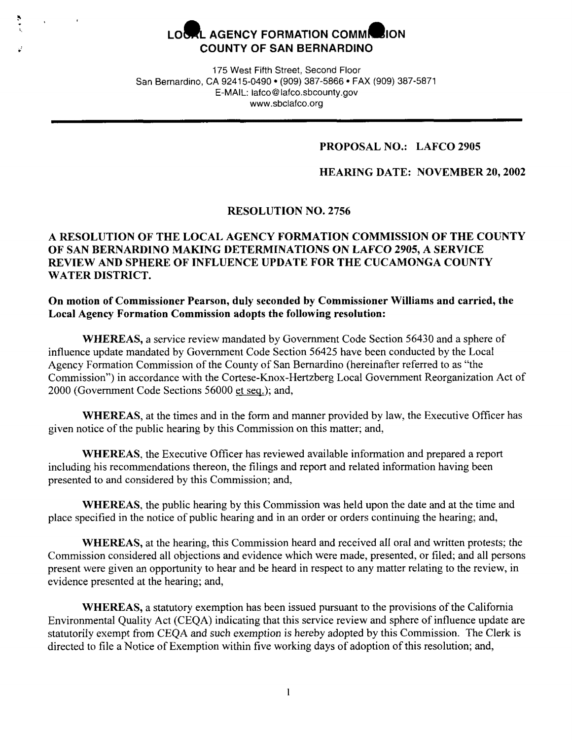# LOCAL AGENCY FORMATION COMMISSION
## COUNTY OF SAN BERNARDINO

175 West Fifth Street, Second Floor
San Bernardino, CA 92415-0490 • (909) 387-5866 • FAX (909) 387-5871
E-MAIL: lafco@lafco.sbcounty.gov
www.sbclafco.org

---

**PROPOSAL NO.: LAFCO 2905**

**HEARING DATE: NOVEMBER 20, 2002**

**RESOLUTION NO. 2756**

**A RESOLUTION OF THE LOCAL AGENCY FORMATION COMMISSION OF THE COUNTY OF SAN BERNARDINO MAKING DETERMINATIONS ON LAFCO 2905, A SERVICE REVIEW AND SPHERE OF INFLUENCE UPDATE FOR THE CUCAMONGA COUNTY WATER DISTRICT.**

**On motion of Commissioner Pearson, duly seconded by Commissioner Williams and carried, the Local Agency Formation Commission adopts the following resolution:**

**WHEREAS,** a service review mandated by Government Code Section 56430 and a sphere of influence update mandated by Government Code Section 56425 have been conducted by the Local Agency Formation Commission of the County of San Bernardino (hereinafter referred to as "the Commission") in accordance with the Cortese-Knox-Hertzberg Local Government Reorganization Act of 2000 (Government Code Sections 56000 et seq.); and,

**WHEREAS,** at the times and in the form and manner provided by law, the Executive Officer has given notice of the public hearing by this Commission on this matter; and,

**WHEREAS,** the Executive Officer has reviewed available information and prepared a report including his recommendations thereon, the filings and report and related information having been presented to and considered by this Commission; and,

**WHEREAS,** the public hearing by this Commission was held upon the date and at the time and place specified in the notice of public hearing and in an order or orders continuing the hearing; and,

**WHEREAS,** at the hearing, this Commission heard and received all oral and written protests; the Commission considered all objections and evidence which were made, presented, or filed; and all persons present were given an opportunity to hear and be heard in respect to any matter relating to the review, in evidence presented at the hearing; and,

**WHEREAS,** a statutory exemption has been issued pursuant to the provisions of the California Environmental Quality Act (CEQA) indicating that this service review and sphere of influence update are statutorily exempt from CEQA and such exemption is hereby adopted by this Commission. The Clerk is directed to file a Notice of Exemption within five working days of adoption of this resolution; and,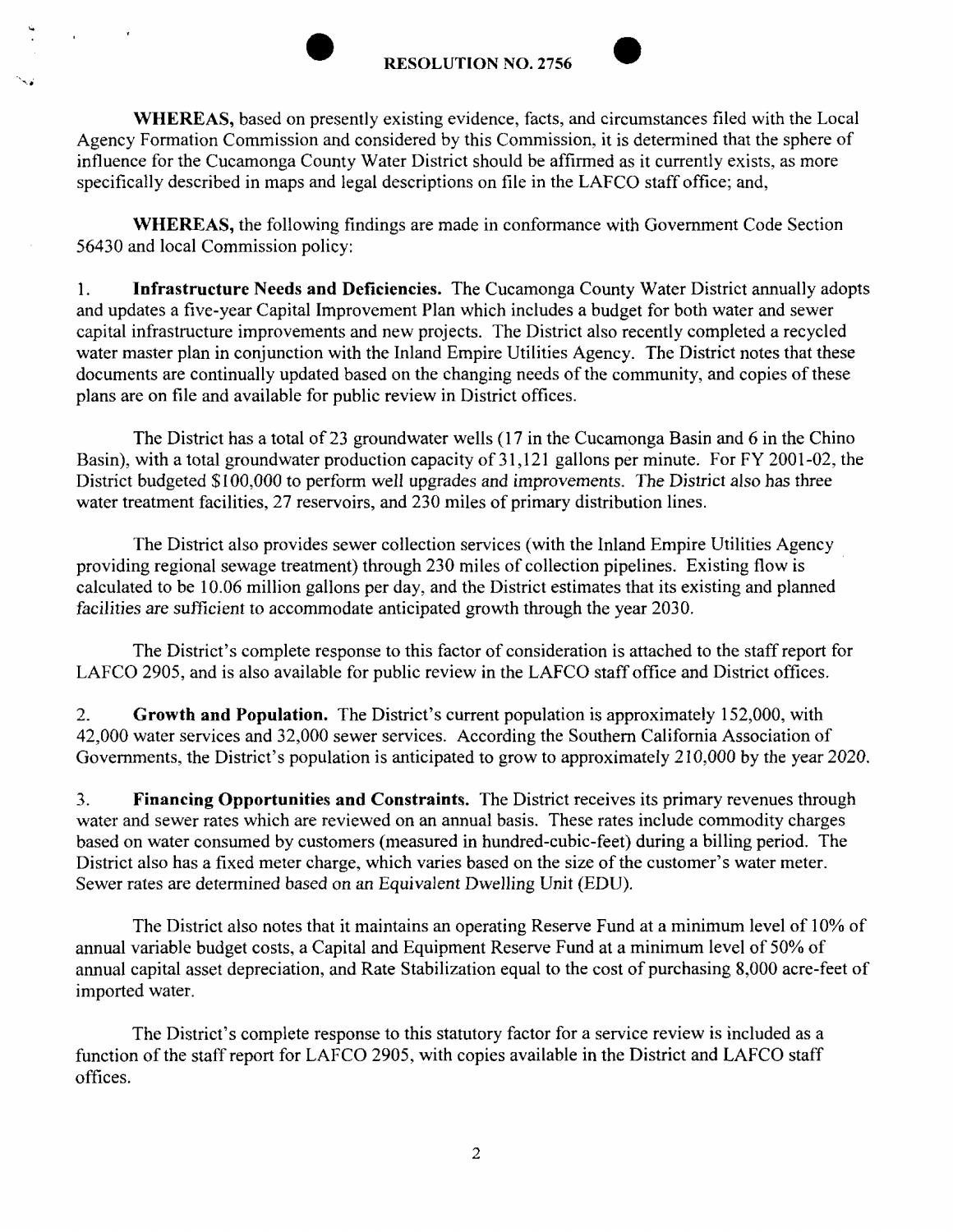**RESOLUTION NO. 2756**

**WHEREAS,** based on presently existing evidence, facts, and circumstances filed with the Local Agency Formation Commission and considered by this Commission, it is determined that the sphere of influence for the Cucamonga County Water District should be affirmed as it currently exists, as more specifically described in maps and legal descriptions on file in the LAFCO staff office; and,

**WHEREAS,** the following findings are made in conformance with Government Code Section 56430 and local Commission policy:

1. **Infrastructure Needs and Deficiencies.** The Cucamonga County Water District annually adopts and updates a five-year Capital Improvement Plan which includes a budget for both water and sewer capital infrastructure improvements and new projects. The District also recently completed a recycled water master plan in conjunction with the Inland Empire Utilities Agency. The District notes that these documents are continually updated based on the changing needs of the community, and copies of these plans are on file and available for public review in District offices.

The District has a total of 23 groundwater wells (17 in the Cucamonga Basin and 6 in the Chino Basin), with a total groundwater production capacity of 31,121 gallons per minute. For FY 2001-02, the District budgeted $100,000 to perform well upgrades and improvements. The District also has three water treatment facilities, 27 reservoirs, and 230 miles of primary distribution lines.

The District also provides sewer collection services (with the Inland Empire Utilities Agency providing regional sewage treatment) through 230 miles of collection pipelines. Existing flow is calculated to be 10.06 million gallons per day, and the District estimates that its existing and planned facilities are sufficient to accommodate anticipated growth through the year 2030.

The District's complete response to this factor of consideration is attached to the staff report for LAFCO 2905, and is also available for public review in the LAFCO staff office and District offices.

2. **Growth and Population.** The District's current population is approximately 152,000, with 42,000 water services and 32,000 sewer services. According the Southern California Association of Governments, the District's population is anticipated to grow to approximately 210,000 by the year 2020.

3. **Financing Opportunities and Constraints.** The District receives its primary revenues through water and sewer rates which are reviewed on an annual basis. These rates include commodity charges based on water consumed by customers (measured in hundred-cubic-feet) during a billing period. The District also has a fixed meter charge, which varies based on the size of the customer's water meter. Sewer rates are determined based on an Equivalent Dwelling Unit (EDU).

The District also notes that it maintains an operating Reserve Fund at a minimum level of 10% of annual variable budget costs, a Capital and Equipment Reserve Fund at a minimum level of 50% of annual capital asset depreciation, and Rate Stabilization equal to the cost of purchasing 8,000 acre-feet of imported water.

The District's complete response to this statutory factor for a service review is included as a function of the staff report for LAFCO 2905, with copies available in the District and LAFCO staff offices.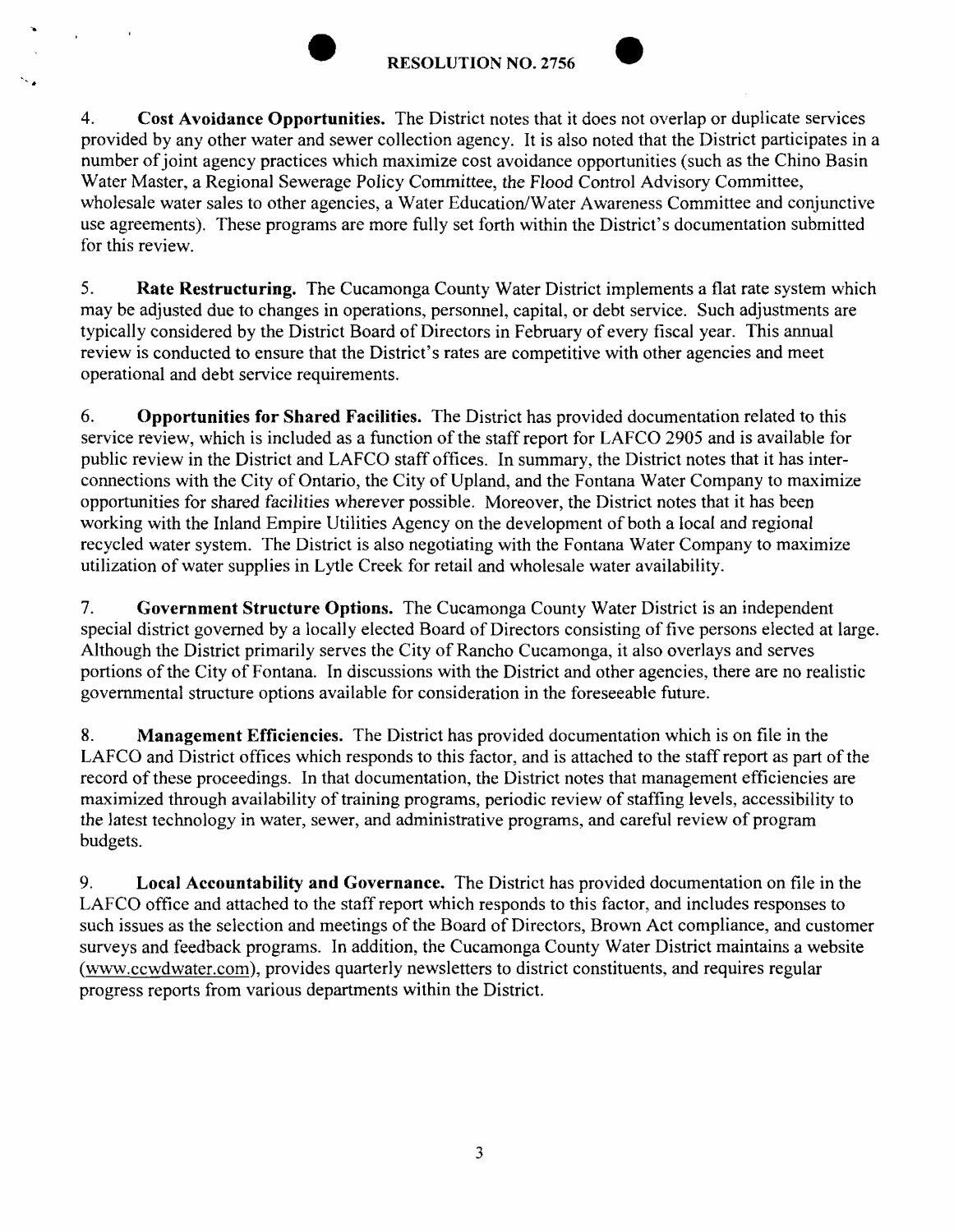4. **Cost Avoidance Opportunities.** The District notes that it does not overlap or duplicate services provided by any other water and sewer collection agency. It is also noted that the District participates in a number of joint agency practices which maximize cost avoidance opportunities (such as the Chino Basin Water Master, a Regional Sewerage Policy Committee, the Flood Control Advisory Committee, wholesale water sales to other agencies, a Water Education/Water Awareness Committee and conjunctive use agreements). These programs are more fully set forth within the District's documentation submitted for this review.

5. **Rate Restructuring.** The Cucamonga County Water District implements a flat rate system which may be adjusted due to changes in operations, personnel, capital, or debt service. Such adjustments are typically considered by the District Board of Directors in February of every fiscal year. This annual review is conducted to ensure that the District's rates are competitive with other agencies and meet operational and debt service requirements.

6. **Opportunities for Shared Facilities.** The District has provided documentation related to this service review, which is included as a function of the staff report for LAFCO 2905 and is available for public review in the District and LAFCO staff offices. In summary, the District notes that it has inter-connections with the City of Ontario, the City of Upland, and the Fontana Water Company to maximize opportunities for shared facilities wherever possible. Moreover, the District notes that it has been working with the Inland Empire Utilities Agency on the development of both a local and regional recycled water system. The District is also negotiating with the Fontana Water Company to maximize utilization of water supplies in Lytle Creek for retail and wholesale water availability.

7. **Government Structure Options.** The Cucamonga County Water District is an independent special district governed by a locally elected Board of Directors consisting of five persons elected at large. Although the District primarily serves the City of Rancho Cucamonga, it also overlays and serves portions of the City of Fontana. In discussions with the District and other agencies, there are no realistic governmental structure options available for consideration in the foreseeable future.

8. **Management Efficiencies.** The District has provided documentation which is on file in the LAFCO and District offices which responds to this factor, and is attached to the staff report as part of the record of these proceedings. In that documentation, the District notes that management efficiencies are maximized through availability of training programs, periodic review of staffing levels, accessibility to the latest technology in water, sewer, and administrative programs, and careful review of program budgets.

9. **Local Accountability and Governance.** The District has provided documentation on file in the LAFCO office and attached to the staff report which responds to this factor, and includes responses to such issues as the selection and meetings of the Board of Directors, Brown Act compliance, and customer surveys and feedback programs. In addition, the Cucamonga County Water District maintains a website (www.ccwdwater.com), provides quarterly newsletters to district constituents, and requires regular progress reports from various departments within the District.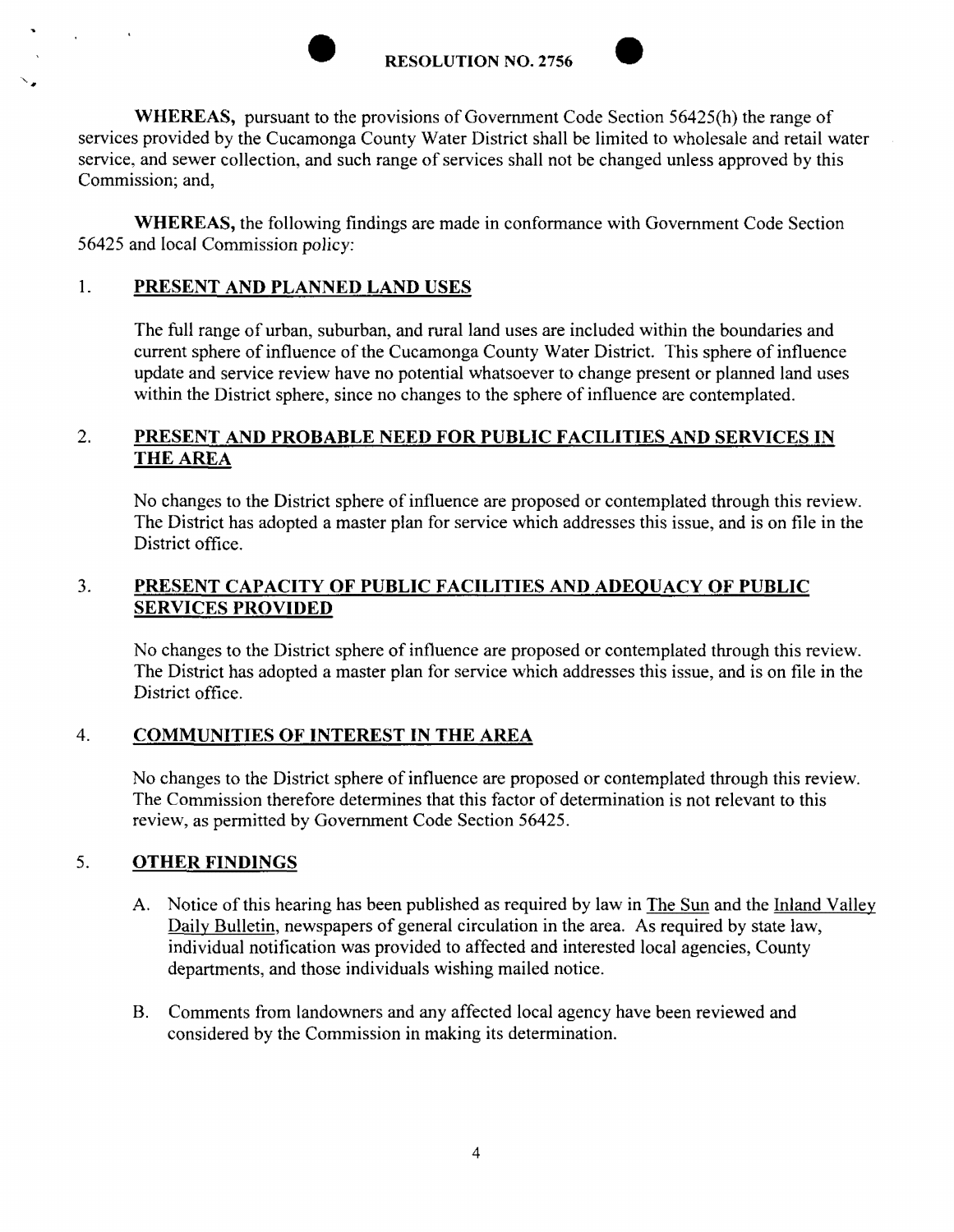**RESOLUTION NO. 2756**

**WHEREAS,** pursuant to the provisions of Government Code Section 56425(h) the range of services provided by the Cucamonga County Water District shall be limited to wholesale and retail water service, and sewer collection, and such range of services shall not be changed unless approved by this Commission; and,

**WHEREAS,** the following findings are made in conformance with Government Code Section 56425 and local Commission policy:

1. **PRESENT AND PLANNED LAND USES**

   The full range of urban, suburban, and rural land uses are included within the boundaries and current sphere of influence of the Cucamonga County Water District. This sphere of influence update and service review have no potential whatsoever to change present or planned land uses within the District sphere, since no changes to the sphere of influence are contemplated.

2. **PRESENT AND PROBABLE NEED FOR PUBLIC FACILITIES AND SERVICES IN THE AREA**

   No changes to the District sphere of influence are proposed or contemplated through this review. The District has adopted a master plan for service which addresses this issue, and is on file in the District office.

3. **PRESENT CAPACITY OF PUBLIC FACILITIES AND ADEQUACY OF PUBLIC SERVICES PROVIDED**

   No changes to the District sphere of influence are proposed or contemplated through this review. The District has adopted a master plan for service which addresses this issue, and is on file in the District office.

4. **COMMUNITIES OF INTEREST IN THE AREA**

   No changes to the District sphere of influence are proposed or contemplated through this review. The Commission therefore determines that this factor of determination is not relevant to this review, as permitted by Government Code Section 56425.

5. **OTHER FINDINGS**

   A. Notice of this hearing has been published as required by law in The Sun and the Inland Valley Daily Bulletin, newspapers of general circulation in the area. As required by state law, individual notification was provided to affected and interested local agencies, County departments, and those individuals wishing mailed notice.

   B. Comments from landowners and any affected local agency have been reviewed and considered by the Commission in making its determination.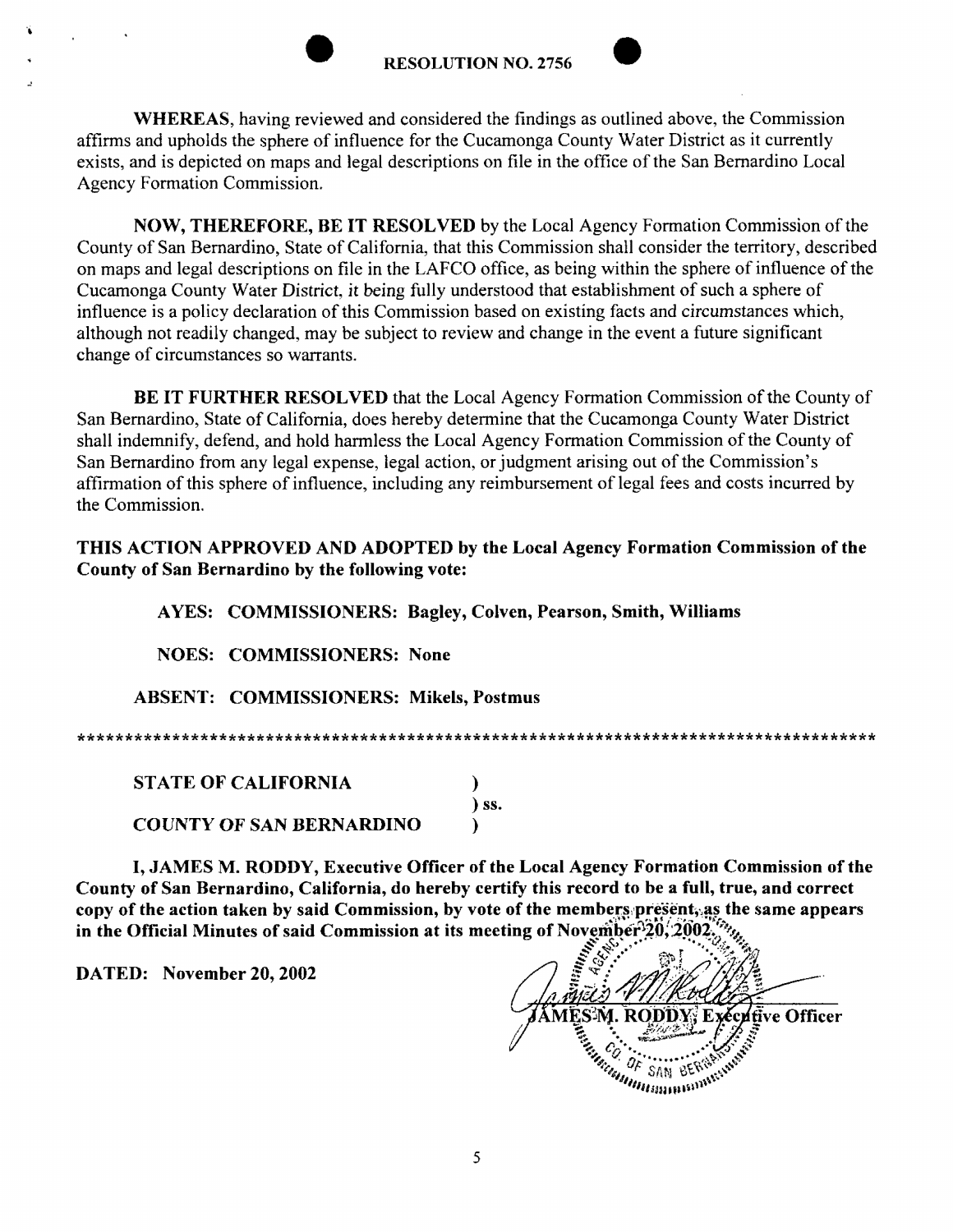**RESOLUTION NO. 2756**

**WHEREAS**, having reviewed and considered the findings as outlined above, the Commission affirms and upholds the sphere of influence for the Cucamonga County Water District as it currently exists, and is depicted on maps and legal descriptions on file in the office of the San Bernardino Local Agency Formation Commission.

**NOW, THEREFORE, BE IT RESOLVED** by the Local Agency Formation Commission of the County of San Bernardino, State of California, that this Commission shall consider the territory, described on maps and legal descriptions on file in the LAFCO office, as being within the sphere of influence of the Cucamonga County Water District, it being fully understood that establishment of such a sphere of influence is a policy declaration of this Commission based on existing facts and circumstances which, although not readily changed, may be subject to review and change in the event a future significant change of circumstances so warrants.

**BE IT FURTHER RESOLVED** that the Local Agency Formation Commission of the County of San Bernardino, State of California, does hereby determine that the Cucamonga County Water District shall indemnify, defend, and hold harmless the Local Agency Formation Commission of the County of San Bernardino from any legal expense, legal action, or judgment arising out of the Commission's affirmation of this sphere of influence, including any reimbursement of legal fees and costs incurred by the Commission.

**THIS ACTION APPROVED AND ADOPTED by the Local Agency Formation Commission of the County of San Bernardino by the following vote:**

**AYES: COMMISSIONERS: Bagley, Colven, Pearson, Smith, Williams**

**NOES: COMMISSIONERS: None**

**ABSENT: COMMISSIONERS: Mikels, Postmus**

*****************************************************************************************

**STATE OF CALIFORNIA )**
**) ss.**
**COUNTY OF SAN BERNARDINO )**

**I, JAMES M. RODDY, Executive Officer of the Local Agency Formation Commission of the County of San Bernardino, California, do hereby certify this record to be a full, true, and correct copy of the action taken by said Commission, by vote of the members present, as the same appears in the Official Minutes of said Commission at its meeting of November 20, 2002.**

**DATED: November 20, 2002**

**JAMES M. RODDY, Executive Officer**